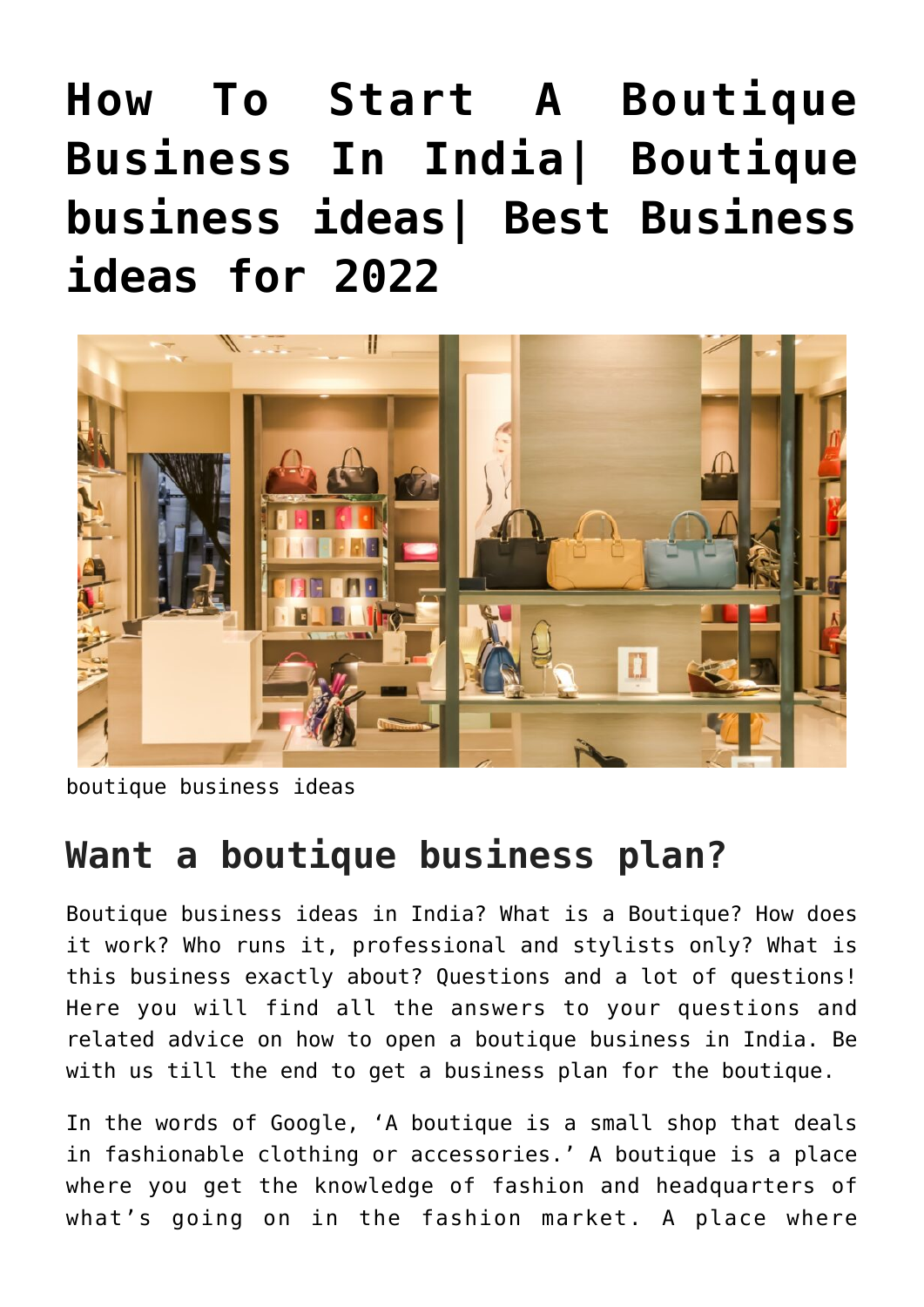# How To Start A Boutique Business In India| Boutique business ideas| Best Business ideas for 2022

boutique business ideas

## Want a boutique business plan?

Boutique business ideas in India? What is a Boutique? How does it work? Who runs it, professional and stylists only? What is this business exactly about? Questions and a lot of questions! Here you will find all the answers to your questions and related advice on how to open a boutique business in India. Be with us till the end to get a business plan for the boutique.

In the words of Google, 'A boutique is a small shop that deals in fashionable clothing or accessories.' A boutique is a place where you get the knowledge of fashion and headquarters of what's going on in the fashion market. A place where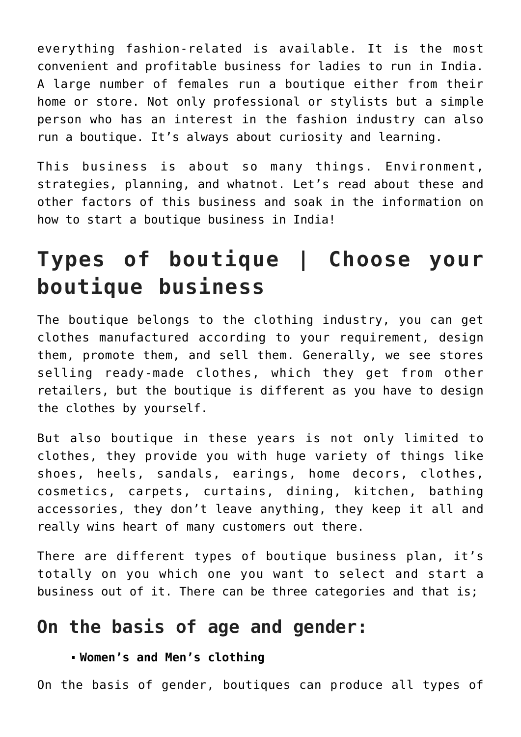everything fashion-related is available. It is the most convenient and profitable business for ladies to run in India. A large number of females run a boutique either from their home or store. Not only professional or stylists but a simple person who has an interest in the fashion industry can also run a boutique. It's always about curiosity and learning.

This business is about so many things. Environment, strategies, planning, and whatnot. Let's read about these and other factors of this business and soak in the information on how to start a boutique business in India!

## Types of boutique | Choose your boutique business

The boutique belongs to the clothing industry, you can get clothes manufactured according to your requirement, design them, promote them, and sell them. Generally, we see stores selling ready-made clothes, which they get from other retailers, but the boutique is different as you have to design the clothes by yourself.

But also boutique in these years is not only limited to clothes, they provide you with huge variety of things like shoes, heels, sandals, earings, home decors, clothes, cosmetics, carpets, curtains, dining, kitchen, bathing accessories, they don't leave anything, they keep it all and really wins heart of many customers out there.

There are different types of boutique business plan, it's totally on you which one you want to select and start a business out of it. There can be three categories and that is;

### On the basis of age and gender:

- **Women's and Men's clothing**

On the basis of gender, boutiques can produce all types of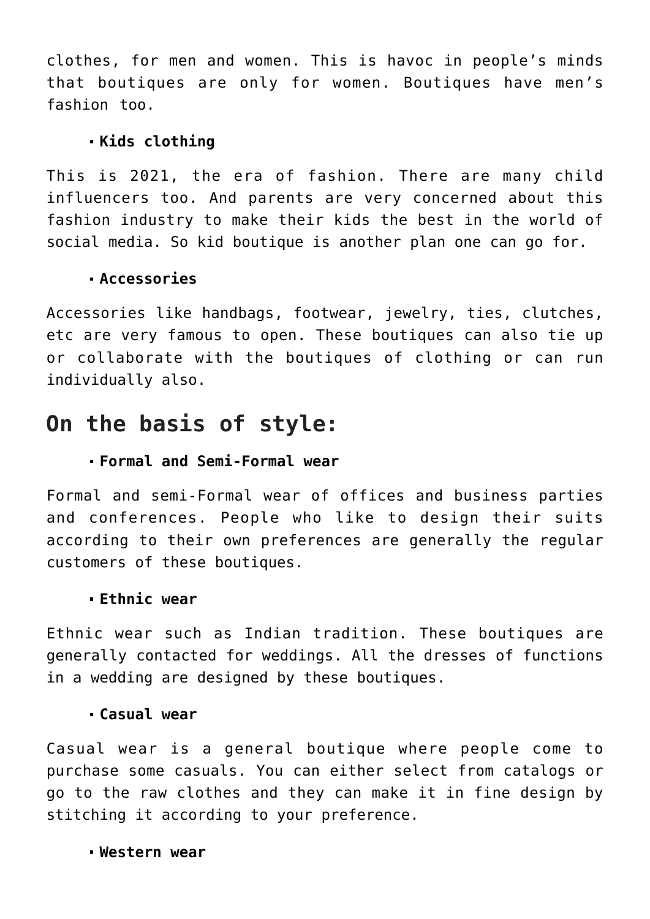clothes, for men and women. This is havoc in people's minds that boutiques are only for women. Boutiques have men's fashion too.

- **Kids clothing**

This is 2021, the era of fashion. There are many child influencers too. And parents are very concerned about this fashion industry to make their kids the best in the world of social media. So kid boutique is another plan one can go for.

- **Accessories**

Accessories like handbags, footwear, jewelry, ties, clutches, etc are very famous to open. These boutiques can also tie up or collaborate with the boutiques of clothing or can run individually also.

## On the basis of style:

- **Formal and Semi-Formal wear**

Formal and semi-Formal wear of offices and business parties and conferences. People who like to design their suits according to their own preferences are generally the regular customers of these boutiques.

- **Ethnic wear**

Ethnic wear such as Indian tradition. These boutiques are generally contacted for weddings. All the dresses of functions in a wedding are designed by these boutiques.

- **Casual wear**

Casual wear is a general boutique where people come to purchase some casuals. You can either select from catalogs or go to the raw clothes and they can make it in fine design by stitching it according to your preference.

- **Western wear**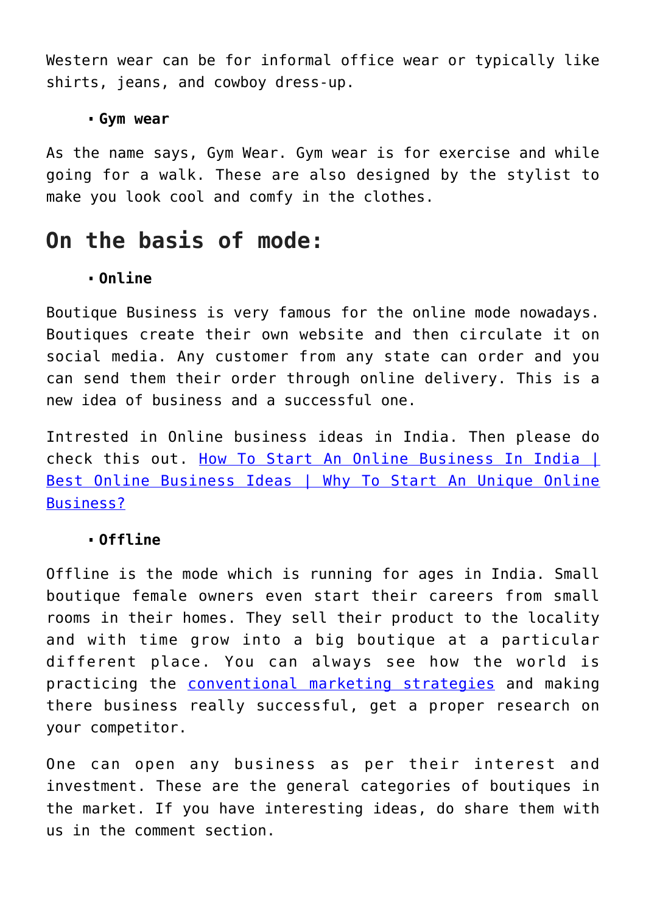Western wear can be for informal office wear or typically like shirts, jeans, and cowboy dress-up.

- **Gym wear**

As the name says, Gym Wear. Gym wear is for exercise and while going for a walk. These are also designed by the stylist to make you look cool and comfy in the clothes.

## On the basis of mode:

- **Online**

Boutique Business is very famous for the online mode nowadays. Boutiques create their own website and then circulate it on social media. Any customer from any state can order and you can send them their order through online delivery. This is a new idea of business and a successful one.

Intrested in Online business ideas in India. Then please do check this out. How To Start An Online Business In India | Best Online Business Ideas | Why To Start An Unique Online Business?

- **Offline**

Offline is the mode which is running for ages in India. Small boutique female owners even start their careers from small rooms in their homes. They sell their product to the locality and with time grow into a big boutique at a particular different place. You can always see how the world is practicing the conventional marketing strategies and making there business really successful, get a proper research on your competitor.

One can open any business as per their interest and investment. These are the general categories of boutiques in the market. If you have interesting ideas, do share them with us in the comment section.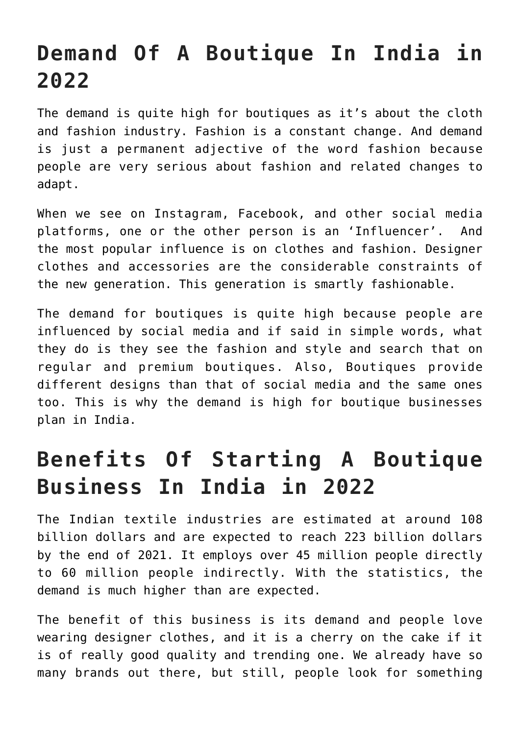## Demand Of A Boutique In India in 2022

The demand is quite high for boutiques as it's about the cloth and fashion industry. Fashion is a constant change. And demand is just a permanent adjective of the word fashion because people are very serious about fashion and related changes to adapt.

When we see on Instagram, Facebook, and other social media platforms, one or the other person is an 'Influencer'. And the most popular influence is on clothes and fashion. Designer clothes and accessories are the considerable constraints of the new generation. This generation is smartly fashionable.

The demand for boutiques is quite high because people are influenced by social media and if said in simple words, what they do is they see the fashion and style and search that on regular and premium boutiques. Also, Boutiques provide different designs than that of social media and the same ones too. This is why the demand is high for boutique businesses plan in India.

## Benefits Of Starting A Boutique Business In India in 2022

The Indian textile industries are estimated at around 108 billion dollars and are expected to reach 223 billion dollars by the end of 2021. It employs over 45 million people directly to 60 million people indirectly. With the statistics, the demand is much higher than are expected.

The benefit of this business is its demand and people love wearing designer clothes, and it is a cherry on the cake if it is of really good quality and trending one. We already have so many brands out there, but still, people look for something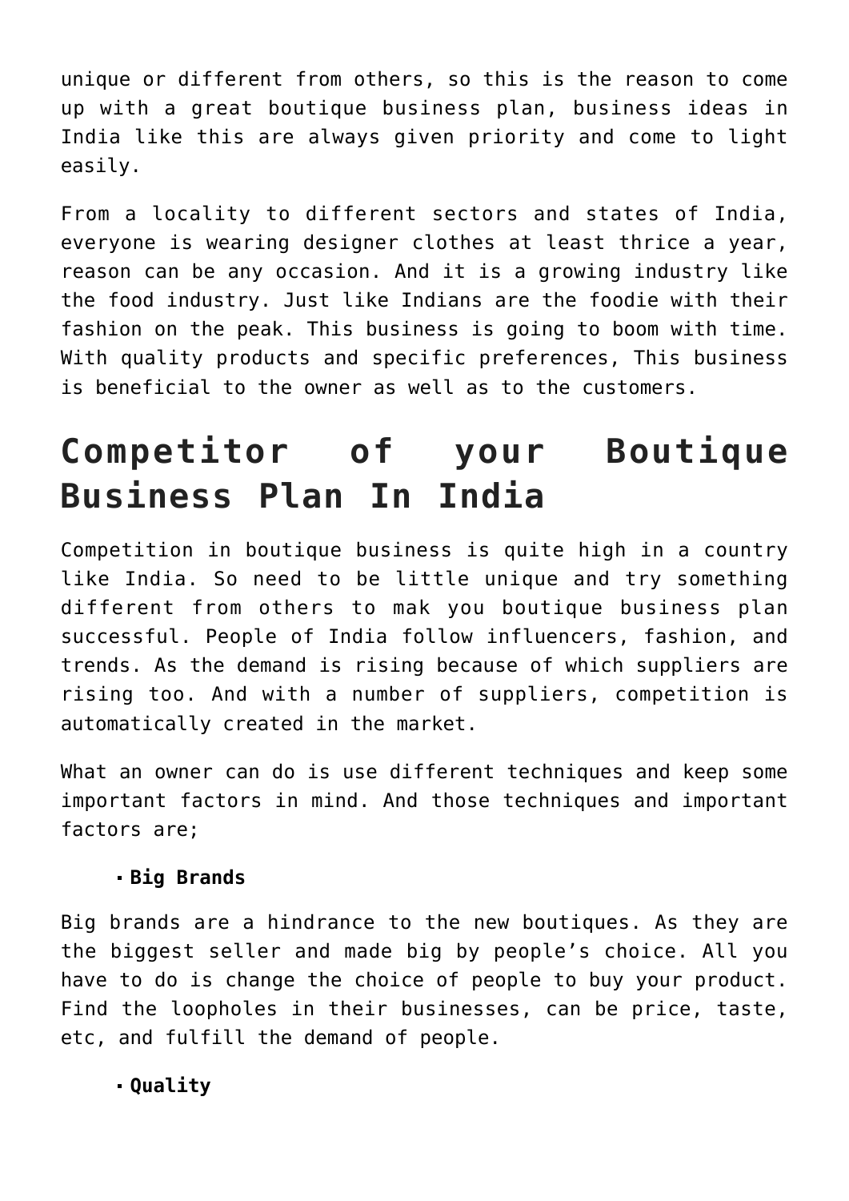unique or different from others, so this is the reason to come up with a great boutique business plan, business ideas in India like this are always given priority and come to light easily.

From a locality to different sectors and states of India, everyone is wearing designer clothes at least thrice a year, reason can be any occasion. And it is a growing industry like the food industry. Just like Indians are the foodie with their fashion on the peak. This business is going to boom with time. With quality products and specific preferences, This business is beneficial to the owner as well as to the customers.

# Competitor of your Boutique Business Plan In India

Competition in boutique business is quite high in a country like India. So need to be little unique and try something different from others to mak you boutique business plan successful. People of India follow influencers, fashion, and trends. As the demand is rising because of which suppliers are rising too. And with a number of suppliers, competition is automatically created in the market.

What an owner can do is use different techniques and keep some important factors in mind. And those techniques and important factors are;

- **Big Brands**

Big brands are a hindrance to the new boutiques. As they are the biggest seller and made big by people's choice. All you have to do is change the choice of people to buy your product. Find the loopholes in their businesses, can be price, taste, etc, and fulfill the demand of people.

- **Quality**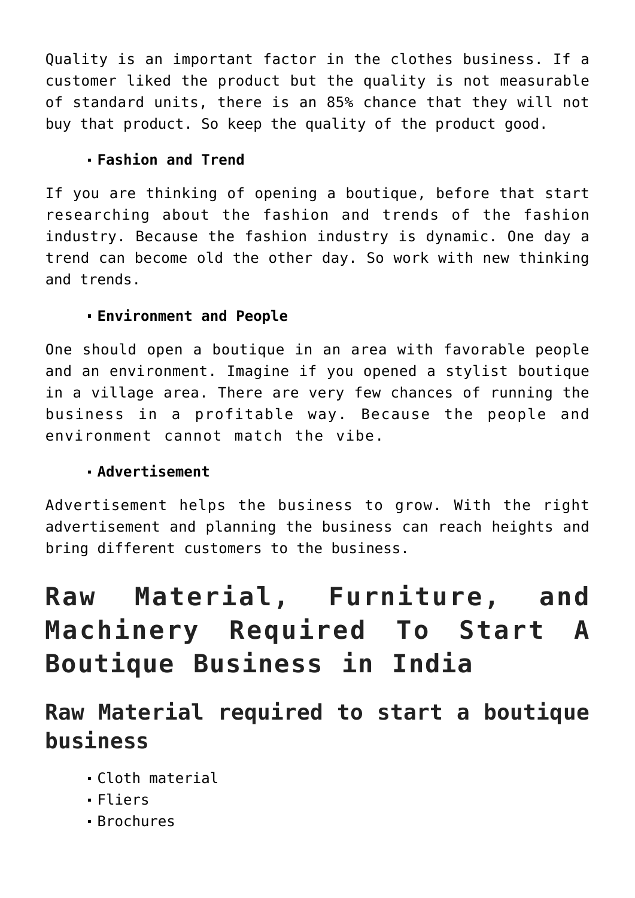Quality is an important factor in the clothes business. If a customer liked the product but the quality is not measurable of standard units, there is an 85% chance that they will not buy that product. So keep the quality of the product good.

- **Fashion and Trend**

If you are thinking of opening a boutique, before that start researching about the fashion and trends of the fashion industry. Because the fashion industry is dynamic. One day a trend can become old the other day. So work with new thinking and trends.

- **Environment and People**

One should open a boutique in an area with favorable people and an environment. Imagine if you opened a stylist boutique in a village area. There are very few chances of running the business in a profitable way. Because the people and environment cannot match the vibe.

- **Advertisement**

Advertisement helps the business to grow. With the right advertisement and planning the business can reach heights and bring different customers to the business.

# Raw Material, Furniture, and Machinery Required To Start A Boutique Business in India

## Raw Material required to start a boutique business

- Cloth material
- Fliers
- Brochures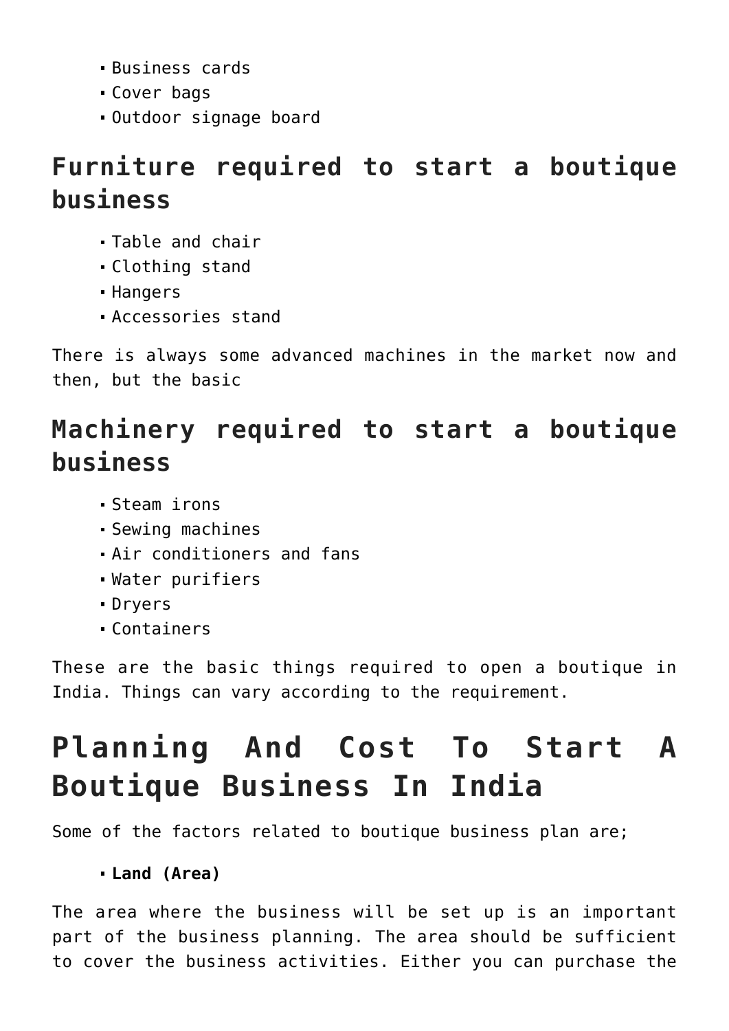- Business cards
- Cover bags
- Outdoor signage board

## Furniture required to start a boutique business

- Table and chair
- Clothing stand
- Hangers
- Accessories stand

There is always some advanced machines in the market now and then, but the basic

## Machinery required to start a boutique business

- Steam irons
- Sewing machines
- Air conditioners and fans
- Water purifiers
- Dryers
- Containers

These are the basic things required to open a boutique in India. Things can vary according to the requirement.

# Planning And Cost To Start A Boutique Business In India

Some of the factors related to boutique business plan are;

- **Land (Area)**

The area where the business will be set up is an important part of the business planning. The area should be sufficient to cover the business activities. Either you can purchase the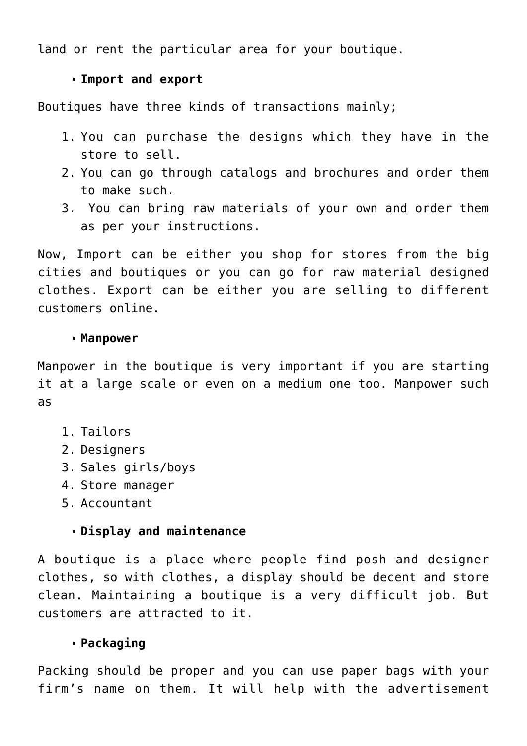land or rent the particular area for your boutique.

- **Import and export**

Boutiques have three kinds of transactions mainly;

1. You can purchase the designs which they have in the store to sell.
2. You can go through catalogs and brochures and order them to make such.
3. You can bring raw materials of your own and order them as per your instructions.

Now, Import can be either you shop for stores from the big cities and boutiques or you can go for raw material designed clothes. Export can be either you are selling to different customers online.

- **Manpower**

Manpower in the boutique is very important if you are starting it at a large scale or even on a medium one too. Manpower such as

1. Tailors
2. Designers
3. Sales girls/boys
4. Store manager
5. Accountant

- **Display and maintenance**

A boutique is a place where people find posh and designer clothes, so with clothes, a display should be decent and store clean. Maintaining a boutique is a very difficult job. But customers are attracted to it.

- **Packaging**

Packing should be proper and you can use paper bags with your firm's name on them. It will help with the advertisement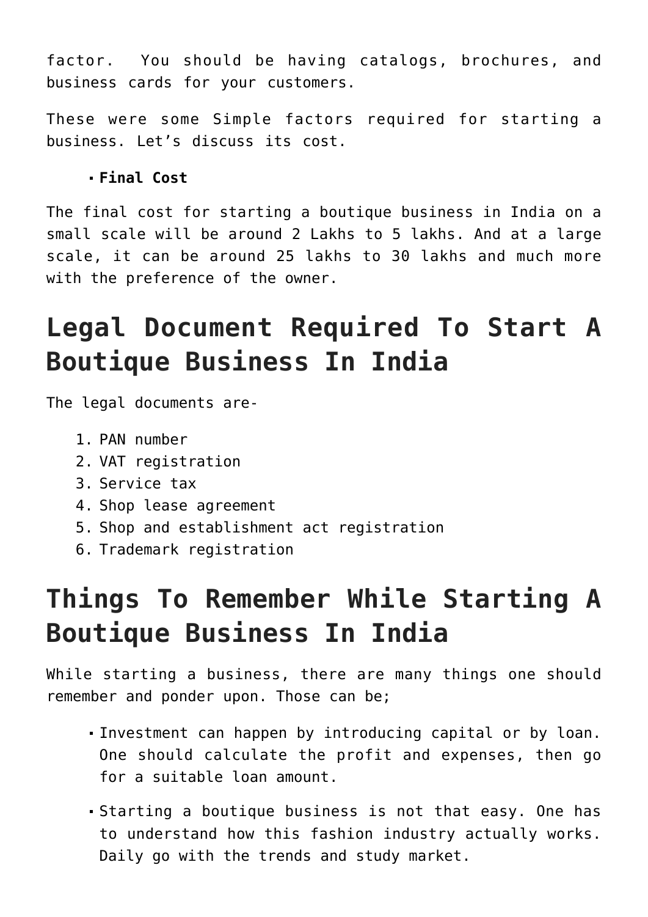factor.  You should be having catalogs, brochures, and business cards for your customers.

These were some Simple factors required for starting a business. Let’s discuss its cost.

- **Final Cost**

The final cost for starting a boutique business in India on a small scale will be around 2 Lakhs to 5 lakhs. And at a large scale, it can be around 25 lakhs to 30 lakhs and much more with the preference of the owner.

# Legal Document Required To Start A Boutique Business In India

The legal documents are-

1. PAN number
2. VAT registration
3. Service tax
4. Shop lease agreement
5. Shop and establishment act registration
6. Trademark registration

# Things To Remember While Starting A Boutique Business In India

While starting a business, there are many things one should remember and ponder upon. Those can be;

- Investment can happen by introducing capital or by loan. One should calculate the profit and expenses, then go for a suitable loan amount.
- Starting a boutique business is not that easy. One has to understand how this fashion industry actually works. Daily go with the trends and study market.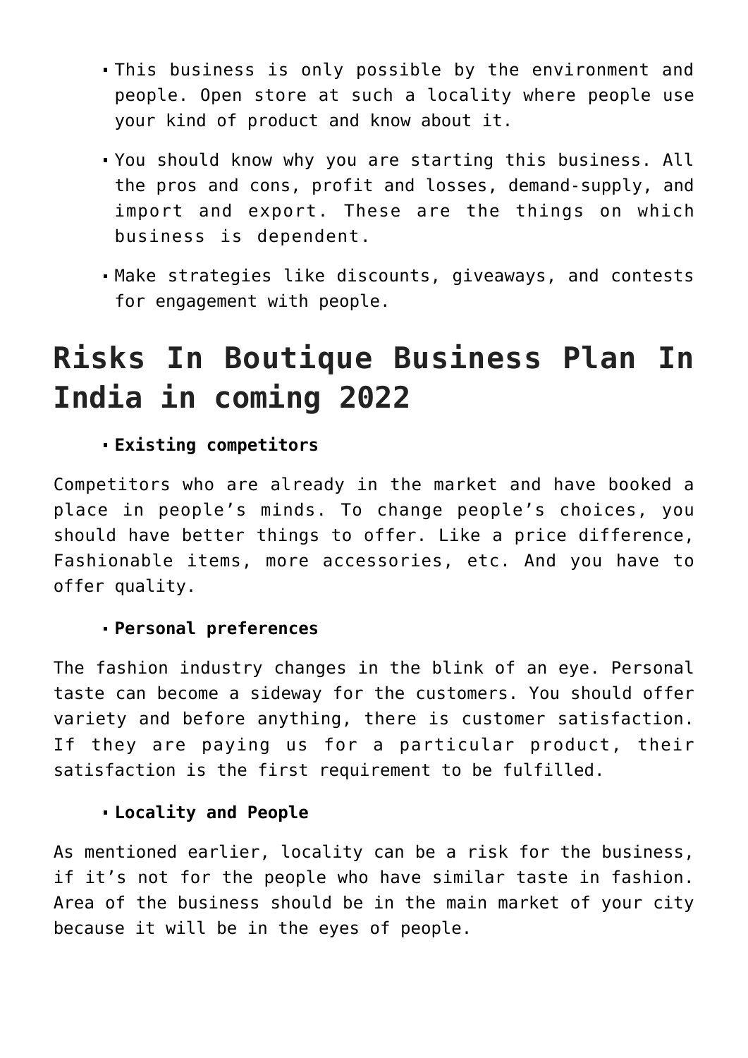- This business is only possible by the environment and people. Open store at such a locality where people use your kind of product and know about it.
- You should know why you are starting this business. All the pros and cons, profit and losses, demand-supply, and import and export. These are the things on which business is dependent.
- Make strategies like discounts, giveaways, and contests for engagement with people.

## Risks In Boutique Business Plan In India in coming 2022

- **Existing competitors**

Competitors who are already in the market and have booked a place in people's minds. To change people's choices, you should have better things to offer. Like a price difference, Fashionable items, more accessories, etc. And you have to offer quality.

- **Personal preferences**

The fashion industry changes in the blink of an eye. Personal taste can become a sideway for the customers. You should offer variety and before anything, there is customer satisfaction. If they are paying us for a particular product, their satisfaction is the first requirement to be fulfilled.

- **Locality and People**

As mentioned earlier, locality can be a risk for the business, if it's not for the people who have similar taste in fashion. Area of the business should be in the main market of your city because it will be in the eyes of people.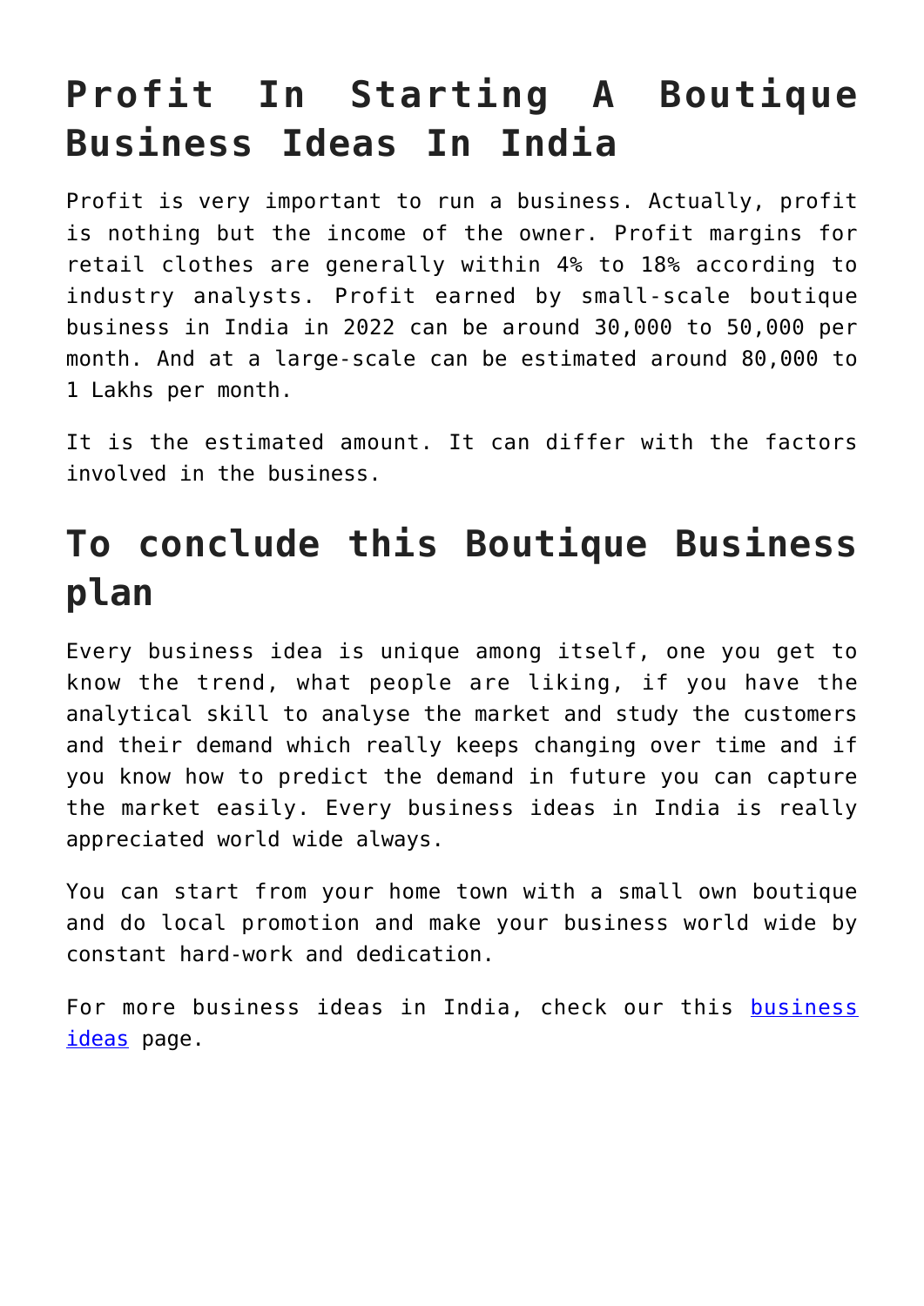## Profit In Starting A Boutique Business Ideas In India

Profit is very important to run a business. Actually, profit is nothing but the income of the owner. Profit margins for retail clothes are generally within 4% to 18% according to industry analysts. Profit earned by small-scale boutique business in India in 2022 can be around 30,000 to 50,000 per month. And at a large-scale can be estimated around 80,000 to 1 Lakhs per month.

It is the estimated amount. It can differ with the factors involved in the business.

## To conclude this Boutique Business plan

Every business idea is unique among itself, one you get to know the trend, what people are liking, if you have the analytical skill to analyse the market and study the customers and their demand which really keeps changing over time and if you know how to predict the demand in future you can capture the market easily. Every business ideas in India is really appreciated world wide always.

You can start from your home town with a small own boutique and do local promotion and make your business world wide by constant hard-work and dedication.

For more business ideas in India, check our this business ideas page.